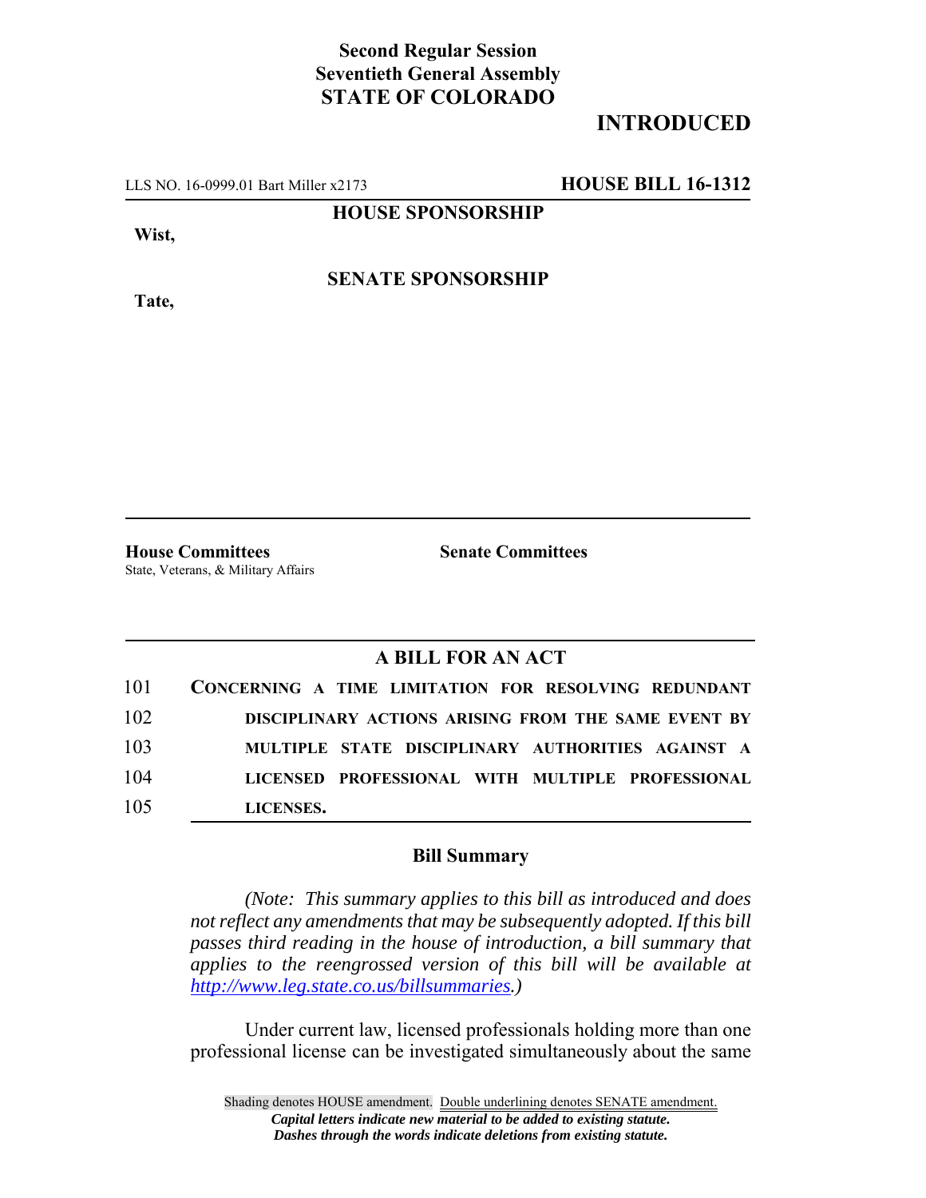**Second Regular Session**
**Seventieth General Assembly**
**STATE OF COLORADO**

## INTRODUCED

LLS NO. 16-0999.01 Bart Miller x2173 **HOUSE BILL 16-1312**

**HOUSE SPONSORSHIP**

**Wist,**

**SENATE SPONSORSHIP**

**Tate,**

---

**House Committees**
State, Veterans, & Military Affairs

**Senate Committees**

---

### A BILL FOR AN ACT

101 **CONCERNING A TIME LIMITATION FOR RESOLVING REDUNDANT**
102 **DISCIPLINARY ACTIONS ARISING FROM THE SAME EVENT BY**
103 **MULTIPLE STATE DISCIPLINARY AUTHORITIES AGAINST A**
104 **LICENSED PROFESSIONAL WITH MULTIPLE PROFESSIONAL**
105 **LICENSES.**

### Bill Summary

*(Note: This summary applies to this bill as introduced and does not reflect any amendments that may be subsequently adopted. If this bill passes third reading in the house of introduction, a bill summary that applies to the reengrossed version of this bill will be available at http://www.leg.state.co.us/billsummaries.)*

Under current law, licensed professionals holding more than one professional license can be investigated simultaneously about the same

Shading denotes HOUSE amendment. Double underlining denotes SENATE amendment.
***Capital letters indicate new material to be added to existing statute.***
***Dashes through the words indicate deletions from existing statute.***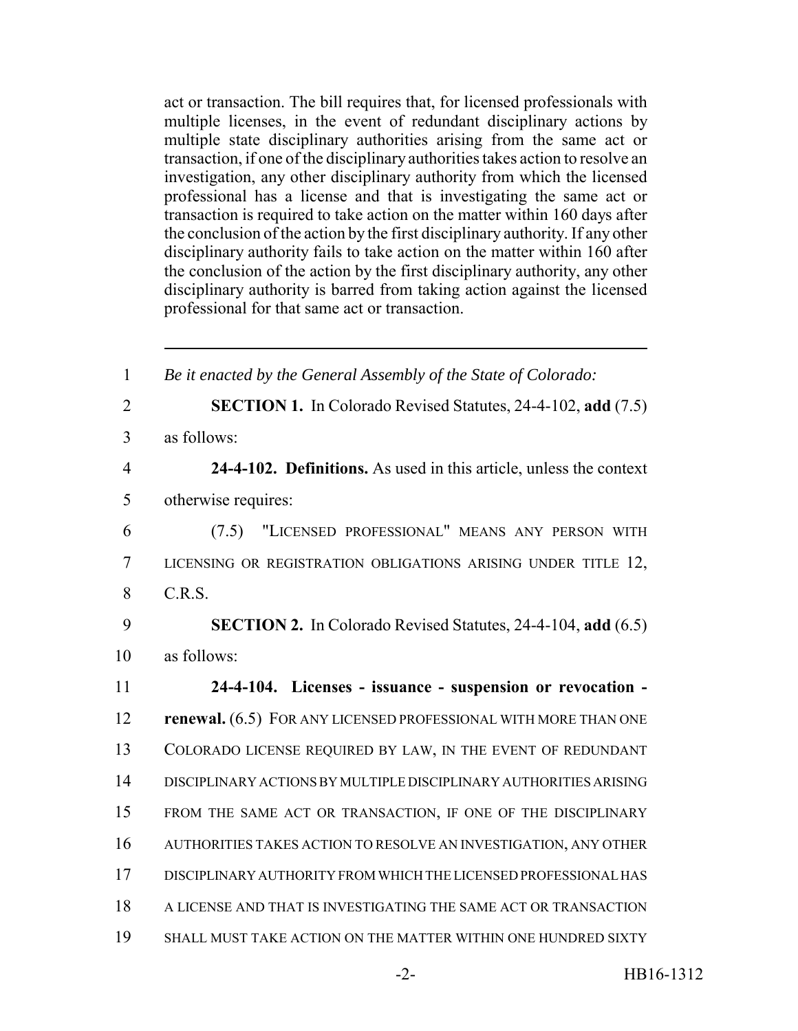act or transaction. The bill requires that, for licensed professionals with multiple licenses, in the event of redundant disciplinary actions by multiple state disciplinary authorities arising from the same act or transaction, if one of the disciplinary authorities takes action to resolve an investigation, any other disciplinary authority from which the licensed professional has a license and that is investigating the same act or transaction is required to take action on the matter within 160 days after the conclusion of the action by the first disciplinary authority. If any other disciplinary authority fails to take action on the matter within 160 after the conclusion of the action by the first disciplinary authority, any other disciplinary authority is barred from taking action against the licensed professional for that same act or transaction.

---

1 *Be it enacted by the General Assembly of the State of Colorado:*

2 **SECTION 1.** In Colorado Revised Statutes, 24-4-102, **add** (7.5)
3 as follows:

4 **24-4-102. Definitions.** As used in this article, unless the context
5 otherwise requires:

6 (7.5) "LICENSED PROFESSIONAL" MEANS ANY PERSON WITH
7 LICENSING OR REGISTRATION OBLIGATIONS ARISING UNDER TITLE 12,
8 C.R.S.

9 **SECTION 2.** In Colorado Revised Statutes, 24-4-104, **add** (6.5)
10 as follows:

11 **24-4-104. Licenses - issuance - suspension or revocation -**
12 **renewal.** (6.5) FOR ANY LICENSED PROFESSIONAL WITH MORE THAN ONE
13 COLORADO LICENSE REQUIRED BY LAW, IN THE EVENT OF REDUNDANT
14 DISCIPLINARY ACTIONS BY MULTIPLE DISCIPLINARY AUTHORITIES ARISING
15 FROM THE SAME ACT OR TRANSACTION, IF ONE OF THE DISCIPLINARY
16 AUTHORITIES TAKES ACTION TO RESOLVE AN INVESTIGATION, ANY OTHER
17 DISCIPLINARY AUTHORITY FROM WHICH THE LICENSED PROFESSIONAL HAS
18 A LICENSE AND THAT IS INVESTIGATING THE SAME ACT OR TRANSACTION
19 SHALL MUST TAKE ACTION ON THE MATTER WITHIN ONE HUNDRED SIXTY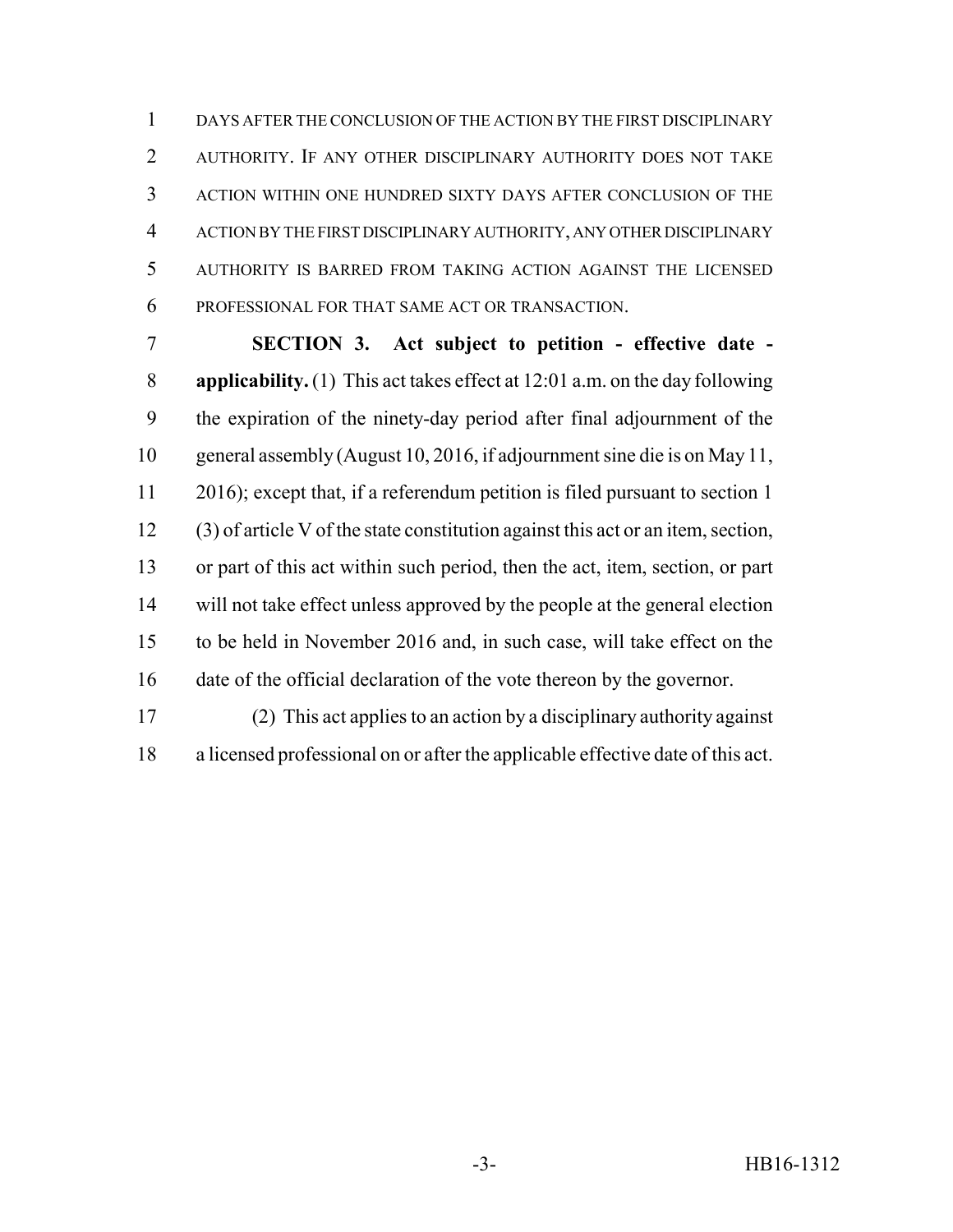DAYS AFTER THE CONCLUSION OF THE ACTION BY THE FIRST DISCIPLINARY AUTHORITY. IF ANY OTHER DISCIPLINARY AUTHORITY DOES NOT TAKE ACTION WITHIN ONE HUNDRED SIXTY DAYS AFTER CONCLUSION OF THE ACTION BY THE FIRST DISCIPLINARY AUTHORITY, ANY OTHER DISCIPLINARY AUTHORITY IS BARRED FROM TAKING ACTION AGAINST THE LICENSED PROFESSIONAL FOR THAT SAME ACT OR TRANSACTION.

**SECTION 3. Act subject to petition - effective date - applicability.** (1) This act takes effect at 12:01 a.m. on the day following the expiration of the ninety-day period after final adjournment of the general assembly (August 10, 2016, if adjournment sine die is on May 11, 2016); except that, if a referendum petition is filed pursuant to section 1 (3) of article V of the state constitution against this act or an item, section, or part of this act within such period, then the act, item, section, or part will not take effect unless approved by the people at the general election to be held in November 2016 and, in such case, will take effect on the date of the official declaration of the vote thereon by the governor.

(2) This act applies to an action by a disciplinary authority against a licensed professional on or after the applicable effective date of this act.